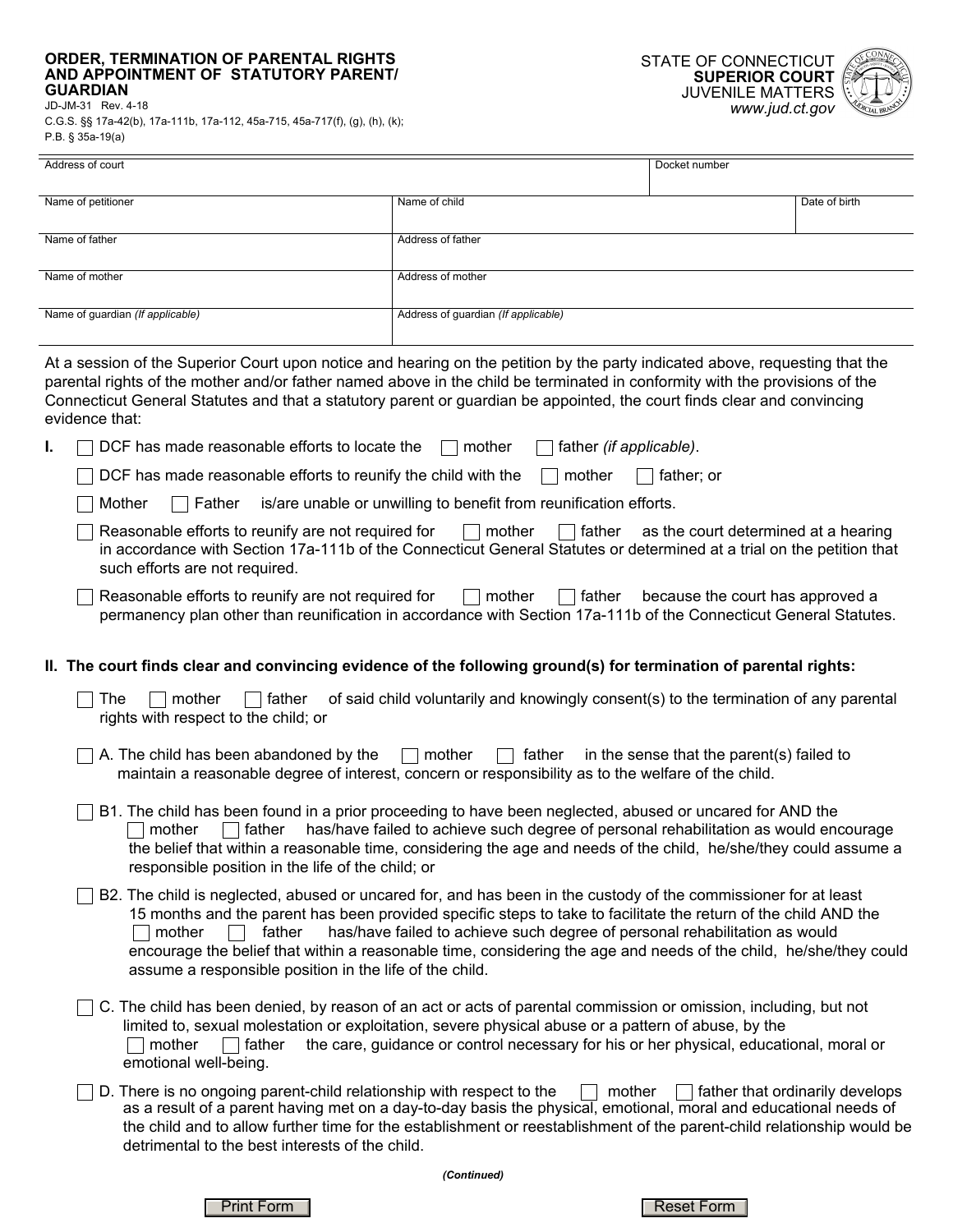# ORDER, TERMINATION OF PARENTAL RIGHTS AND APPOINTMENT OF STATUTORY PARENT/ GUARDIAN

JD-JM-31 Rev. 4-18
C.G.S. §§ 17a-42(b), 17a-111b, 17a-112, 45a-715, 45a-717(f), (g), (h), (k);
P.B. § 35a-19(a)

STATE OF CONNECTICUT
**SUPERIOR COURT**
JUVENILE MATTERS
*www.jud.ct.gov*

| Address of court | | Docket number |
|---|---|---|
| | | |

| Name of petitioner | Name of child | Date of birth |
|---|---|---|
| | | |

| Name of father | Address of father |
|---|---|
| | |
| **Name of mother** | **Address of mother** |
| | |
| **Name of guardian** *(If applicable)* | **Address of guardian** *(If applicable)* |
| | |

At a session of the Superior Court upon notice and hearing on the petition by the party indicated above, requesting that the parental rights of the mother and/or father named above in the child be terminated in conformity with the provisions of the Connecticut General Statutes and that a statutory parent or guardian be appointed, the court finds clear and convincing evidence that:

**I.**

- ☐ DCF has made reasonable efforts to locate the ☐ mother ☐ father *(if applicable)*.
- ☐ DCF has made reasonable efforts to reunify the child with the ☐ mother ☐ father; or
- ☐ Mother ☐ Father is/are unable or unwilling to benefit from reunification efforts.
- ☐ Reasonable efforts to reunify are not required for ☐ mother ☐ father as the court determined at a hearing in accordance with Section 17a-111b of the Connecticut General Statutes or determined at a trial on the petition that such efforts are not required.
- ☐ Reasonable efforts to reunify are not required for ☐ mother ☐ father because the court has approved a permanency plan other than reunification in accordance with Section 17a-111b of the Connecticut General Statutes.

**II. The court finds clear and convincing evidence of the following ground(s) for termination of parental rights:**

- ☐ The ☐ mother ☐ father of said child voluntarily and knowingly consent(s) to the termination of any parental rights with respect to the child; or
- ☐ A. The child has been abandoned by the ☐ mother ☐ father in the sense that the parent(s) failed to maintain a reasonable degree of interest, concern or responsibility as to the welfare of the child.
- ☐ B1. The child has been found in a prior proceeding to have been neglected, abused or uncared for AND the ☐ mother ☐ father has/have failed to achieve such degree of personal rehabilitation as would encourage the belief that within a reasonable time, considering the age and needs of the child, he/she/they could assume a responsible position in the life of the child; or
- ☐ B2. The child is neglected, abused or uncared for, and has been in the custody of the commissioner for at least 15 months and the parent has been provided specific steps to take to facilitate the return of the child AND the ☐ mother ☐ father has/have failed to achieve such degree of personal rehabilitation as would encourage the belief that within a reasonable time, considering the age and needs of the child, he/she/they could assume a responsible position in the life of the child.
- ☐ C. The child has been denied, by reason of an act or acts of parental commission or omission, including, but not limited to, sexual molestation or exploitation, severe physical abuse or a pattern of abuse, by the ☐ mother ☐ father the care, guidance or control necessary for his or her physical, educational, moral or emotional well-being.
- ☐ D. There is no ongoing parent-child relationship with respect to the ☐ mother ☐ father that ordinarily develops as a result of a parent having met on a day-to-day basis the physical, emotional, moral and educational needs of the child and to allow further time for the establishment or reestablishment of the parent-child relationship would be detrimental to the best interests of the child.

*(Continued)*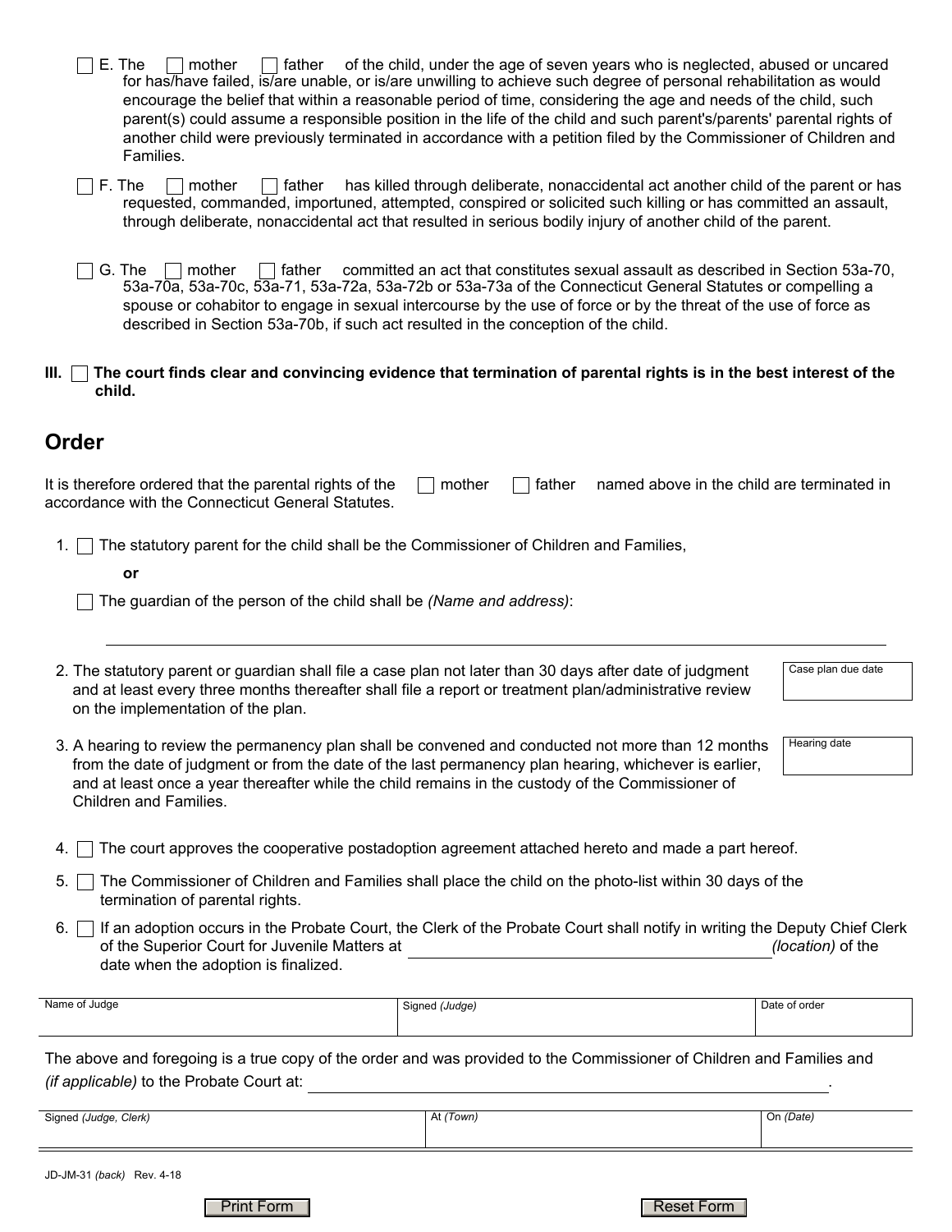☐ E. The ☐ mother ☐ father of the child, under the age of seven years who is neglected, abused or uncared for has/have failed, is/are unable, or is/are unwilling to achieve such degree of personal rehabilitation as would encourage the belief that within a reasonable period of time, considering the age and needs of the child, such parent(s) could assume a responsible position in the life of the child and such parent's/parents' parental rights of another child were previously terminated in accordance with a petition filed by the Commissioner of Children and Families.

☐ F. The ☐ mother ☐ father has killed through deliberate, nonaccidental act another child of the parent or has requested, commanded, importuned, attempted, conspired or solicited such killing or has committed an assault, through deliberate, nonaccidental act that resulted in serious bodily injury of another child of the parent.

☐ G. The ☐ mother ☐ father committed an act that constitutes sexual assault as described in Section 53a-70, 53a-70a, 53a-70c, 53a-71, 53a-72a, 53a-72b or 53a-73a of the Connecticut General Statutes or compelling a spouse or cohabitor to engage in sexual intercourse by the use of force or by the threat of the use of force as described in Section 53a-70b, if such act resulted in the conception of the child.

**III. ☐ The court finds clear and convincing evidence that termination of parental rights is in the best interest of the child.**

## Order

It is therefore ordered that the parental rights of the ☐ mother ☐ father named above in the child are terminated in accordance with the Connecticut General Statutes.

1. ☐ The statutory parent for the child shall be the Commissioner of Children and Families,

   **or**

   ☐ The guardian of the person of the child shall be *(Name and address)*:

   \_\_\_\_\_\_\_\_\_\_\_\_\_\_\_\_\_\_\_\_\_\_\_\_\_\_\_\_\_\_\_\_\_\_\_\_\_\_\_\_

2. The statutory parent or guardian shall file a case plan not later than 30 days after date of judgment and at least every three months thereafter shall file a report or treatment plan/administrative review on the implementation of the plan.

   Case plan due date: \_\_\_\_\_\_\_\_\_\_

3. A hearing to review the permanency plan shall be convened and conducted not more than 12 months from the date of judgment or from the date of the last permanency plan hearing, whichever is earlier, and at least once a year thereafter while the child remains in the custody of the Commissioner of Children and Families.

   Hearing date: \_\_\_\_\_\_\_\_\_\_

4. ☐ The court approves the cooperative postadoption agreement attached hereto and made a part hereof.

5. ☐ The Commissioner of Children and Families shall place the child on the photo-list within 30 days of the termination of parental rights.

6. ☐ If an adoption occurs in the Probate Court, the Clerk of the Probate Court shall notify in writing the Deputy Chief Clerk of the Superior Court for Juvenile Matters at \_\_\_\_\_\_\_\_\_\_\_\_\_\_\_\_\_\_\_\_ *(location)* of the date when the adoption is finalized.

| Name of Judge | Signed *(Judge)* | Date of order |
|---|---|---|
| | | |

The above and foregoing is a true copy of the order and was provided to the Commissioner of Children and Families and *(if applicable)* to the Probate Court at: \_\_\_\_\_\_\_\_\_\_\_\_\_\_\_\_\_\_\_\_\_\_\_\_\_\_\_\_\_\_.

| Signed *(Judge, Clerk)* | At *(Town)* | On *(Date)* |
|---|---|---|
| | | |

JD-JM-31 *(back)* Rev. 4-18